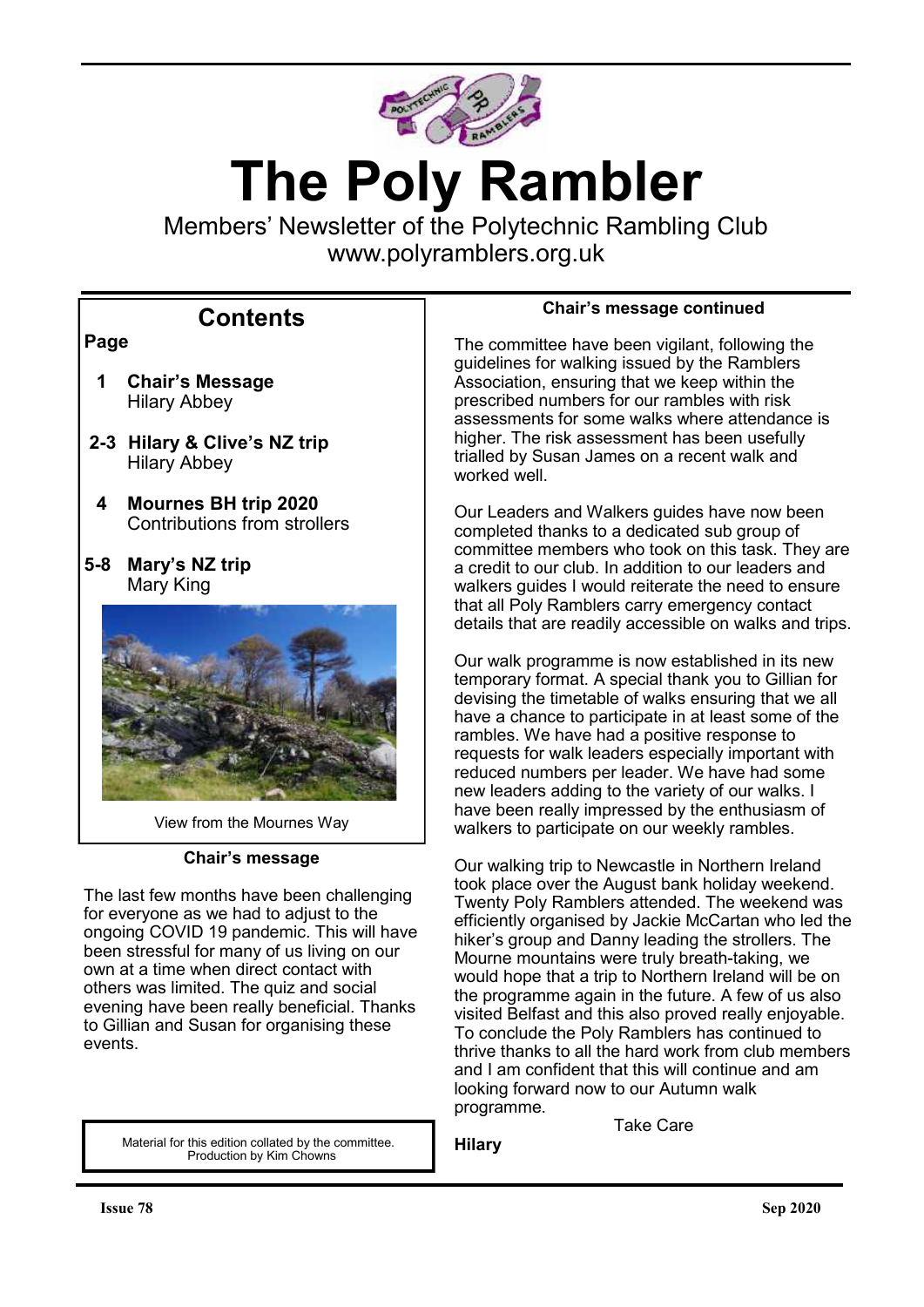# The Poly Rambler

Members' Newsletter of the Polytechnic Rambling Club
www.polyramblers.org.uk

## Contents

**Page**

**1 Chair's Message**
Hilary Abbey

**2-3 Hilary & Clive's NZ trip**
Hilary Abbey

**4 Mournes BH trip 2020**
Contributions from strollers

**5-8 Mary's NZ trip**
Mary King

View from the Mournes Way

### Chair's message

The last few months have been challenging for everyone as we had to adjust to the ongoing COVID 19 pandemic. This will have been stressful for many of us living on our own at a time when direct contact with others was limited. The quiz and social evening have been really beneficial. Thanks to Gillian and Susan for organising these events.

Material for this edition collated by the committee.
Production by Kim Chowns

### Chair's message continued

The committee have been vigilant, following the guidelines for walking issued by the Ramblers Association, ensuring that we keep within the prescribed numbers for our rambles with risk assessments for some walks where attendance is higher. The risk assessment has been usefully trialled by Susan James on a recent walk and worked well.

Our Leaders and Walkers guides have now been completed thanks to a dedicated sub group of committee members who took on this task. They are a credit to our club. In addition to our leaders and walkers guides I would reiterate the need to ensure that all Poly Ramblers carry emergency contact details that are readily accessible on walks and trips.

Our walk programme is now established in its new temporary format. A special thank you to Gillian for devising the timetable of walks ensuring that we all have a chance to participate in at least some of the rambles. We have had a positive response to requests for walk leaders especially important with reduced numbers per leader. We have had some new leaders adding to the variety of our walks. I have been really impressed by the enthusiasm of walkers to participate on our weekly rambles.

Our walking trip to Newcastle in Northern Ireland took place over the August bank holiday weekend. Twenty Poly Ramblers attended. The weekend was efficiently organised by Jackie McCartan who led the hiker's group and Danny leading the strollers. The Mourne mountains were truly breath-taking, we would hope that a trip to Northern Ireland will be on the programme again in the future. A few of us also visited Belfast and this also proved really enjoyable. To conclude the Poly Ramblers has continued to thrive thanks to all the hard work from club members and I am confident that this will continue and am looking forward now to our Autumn walk programme.

Take Care

**Hilary**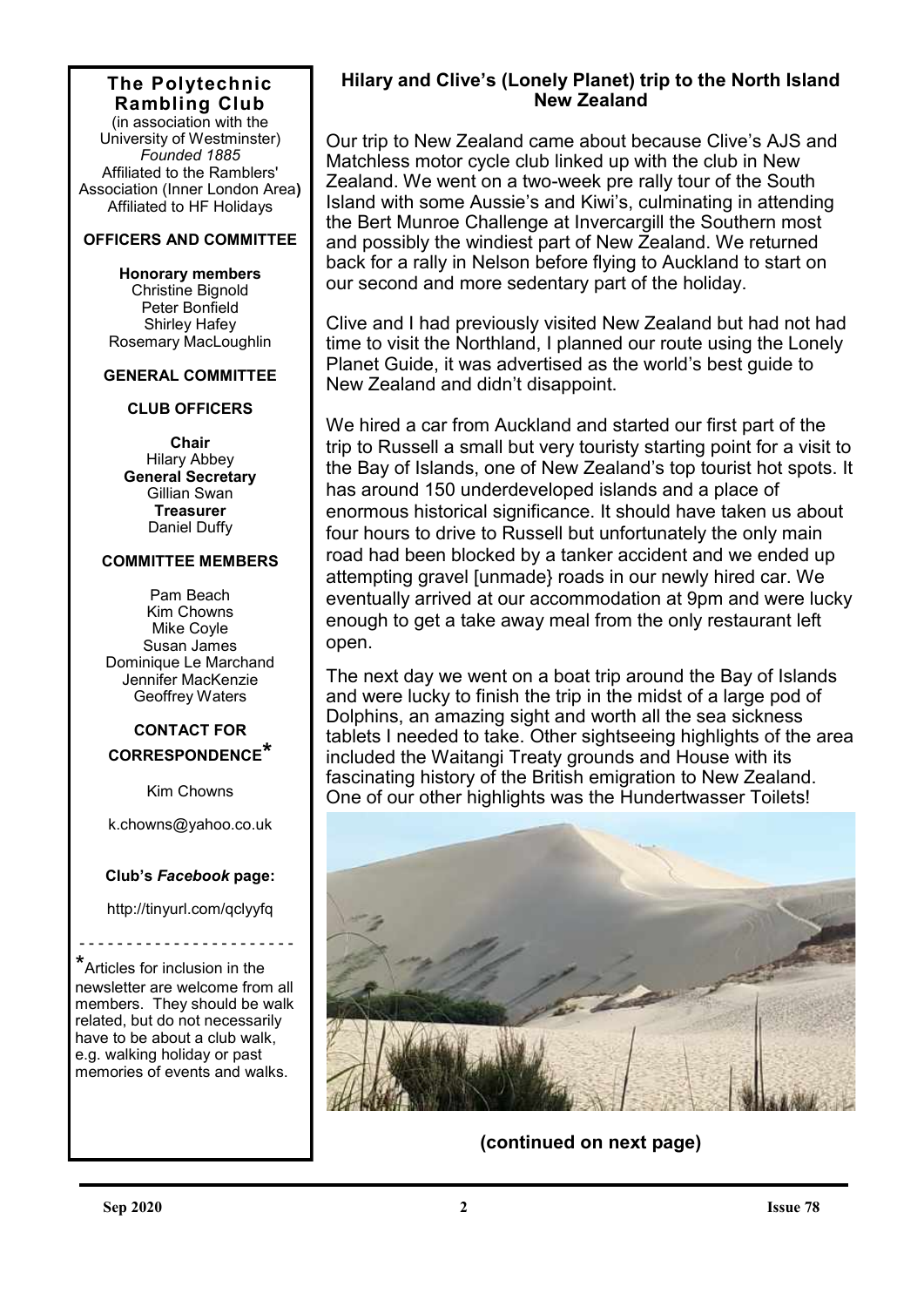## The Polytechnic Rambling Club

(in association with the University of Westminster)
*Founded 1885*
Affiliated to the Ramblers' Association (Inner London Area)
Affiliated to HF Holidays

### OFFICERS AND COMMITTEE

**Honorary members**
Christine Bignold
Peter Bonfield
Shirley Hafey
Rosemary MacLoughlin

### GENERAL COMMITTEE

### CLUB OFFICERS

**Chair**
Hilary Abbey
**General Secretary**
Gillian Swan
**Treasurer**
Daniel Duffy

### COMMITTEE MEMBERS

Pam Beach
Kim Chowns
Mike Coyle
Susan James
Dominique Le Marchand
Jennifer MacKenzie
Geoffrey Waters

### CONTACT FOR CORRESPONDENCE*

Kim Chowns

k.chowns@yahoo.co.uk

**Club's *Facebook* page:**

http://tinyurl.com/qclyyfq

- - - - - - - - - - - - - - - - - - - - - -

*Articles for inclusion in the newsletter are welcome from all members. They should be walk related, but do not necessarily have to be about a club walk, e.g. walking holiday or past memories of events and walks.

### Hilary and Clive's (Lonely Planet) trip to the North Island New Zealand

Our trip to New Zealand came about because Clive's AJS and Matchless motor cycle club linked up with the club in New Zealand. We went on a two-week pre rally tour of the South Island with some Aussie's and Kiwi's, culminating in attending the Bert Munroe Challenge at Invercargill the Southern most and possibly the windiest part of New Zealand. We returned back for a rally in Nelson before flying to Auckland to start on our second and more sedentary part of the holiday.

Clive and I had previously visited New Zealand but had not had time to visit the Northland, I planned our route using the Lonely Planet Guide, it was advertised as the world's best guide to New Zealand and didn't disappoint.

We hired a car from Auckland and started our first part of the trip to Russell a small but very touristy starting point for a visit to the Bay of Islands, one of New Zealand's top tourist hot spots. It has around 150 underdeveloped islands and a place of enormous historical significance. It should have taken us about four hours to drive to Russell but unfortunately the only main road had been blocked by a tanker accident and we ended up attempting gravel [unmade} roads in our newly hired car. We eventually arrived at our accommodation at 9pm and were lucky enough to get a take away meal from the only restaurant left open.

The next day we went on a boat trip around the Bay of Islands and were lucky to finish the trip in the midst of a large pod of Dolphins, an amazing sight and worth all the sea sickness tablets I needed to take. Other sightseeing highlights of the area included the Waitangi Treaty grounds and House with its fascinating history of the British emigration to New Zealand. One of our other highlights was the Hundertwasser Toilets!

**(continued on next page)**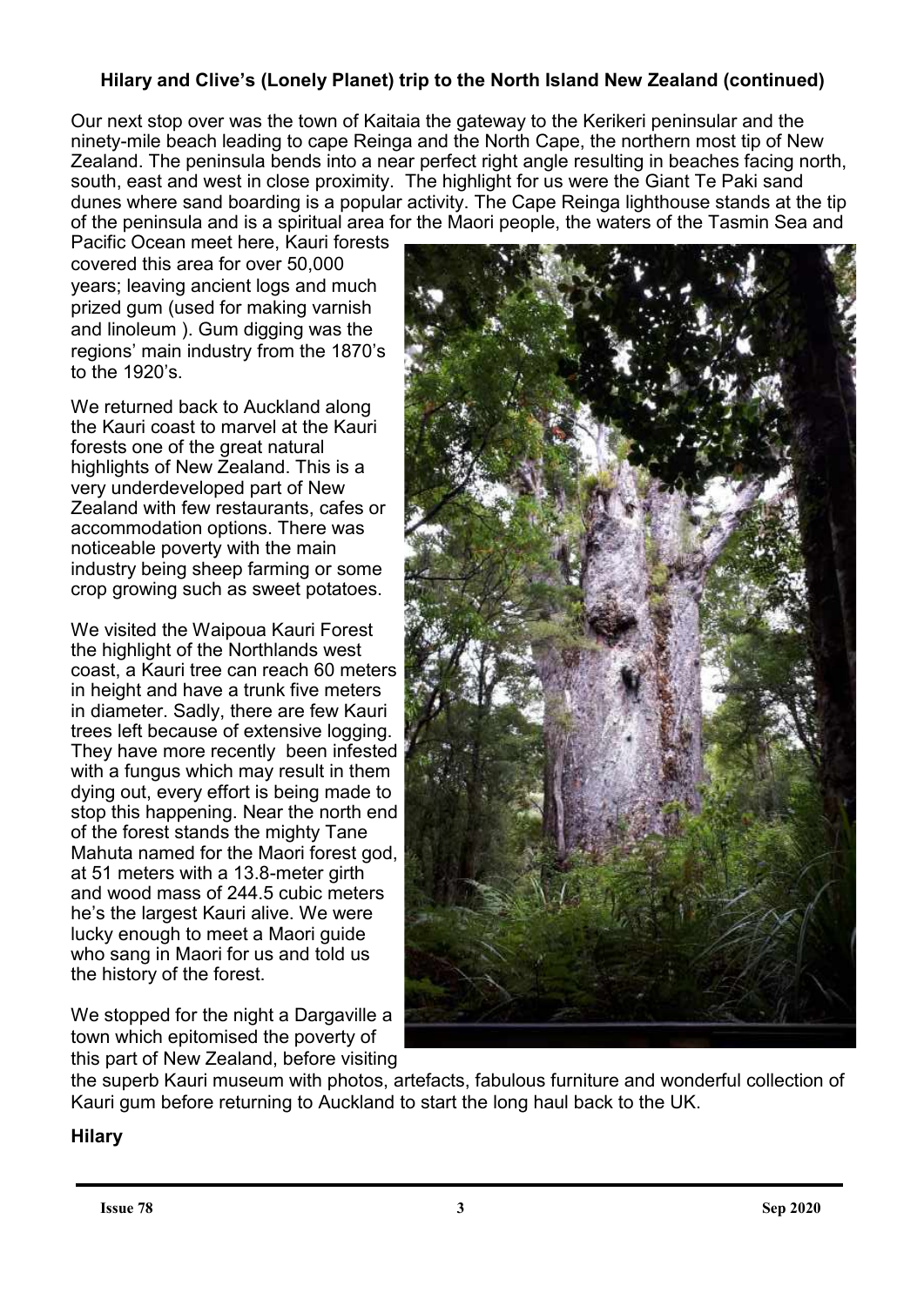**Hilary and Clive's (Lonely Planet) trip to the North Island New Zealand (continued)**

Our next stop over was the town of Kaitaia the gateway to the Kerikeri peninsular and the ninety-mile beach leading to cape Reinga and the North Cape, the northern most tip of New Zealand. The peninsula bends into a near perfect right angle resulting in beaches facing north, south, east and west in close proximity. The highlight for us were the Giant Te Paki sand dunes where sand boarding is a popular activity. The Cape Reinga lighthouse stands at the tip of the peninsula and is a spiritual area for the Maori people, the waters of the Tasmin Sea and Pacific Ocean meet here, Kauri forests covered this area for over 50,000 years; leaving ancient logs and much prized gum (used for making varnish and linoleum ). Gum digging was the regions' main industry from the 1870's to the 1920's.

We returned back to Auckland along the Kauri coast to marvel at the Kauri forests one of the great natural highlights of New Zealand. This is a very underdeveloped part of New Zealand with few restaurants, cafes or accommodation options. There was noticeable poverty with the main industry being sheep farming or some crop growing such as sweet potatoes.

We visited the Waipoua Kauri Forest the highlight of the Northlands west coast, a Kauri tree can reach 60 meters in height and have a trunk five meters in diameter. Sadly, there are few Kauri trees left because of extensive logging. They have more recently been infested with a fungus which may result in them dying out, every effort is being made to stop this happening. Near the north end of the forest stands the mighty Tane Mahuta named for the Maori forest god, at 51 meters with a 13.8-meter girth and wood mass of 244.5 cubic meters he's the largest Kauri alive. We were lucky enough to meet a Maori guide who sang in Maori for us and told us the history of the forest.

We stopped for the night a Dargaville a town which epitomised the poverty of this part of New Zealand, before visiting the superb Kauri museum with photos, artefacts, fabulous furniture and wonderful collection of Kauri gum before returning to Auckland to start the long haul back to the UK.

**Hilary**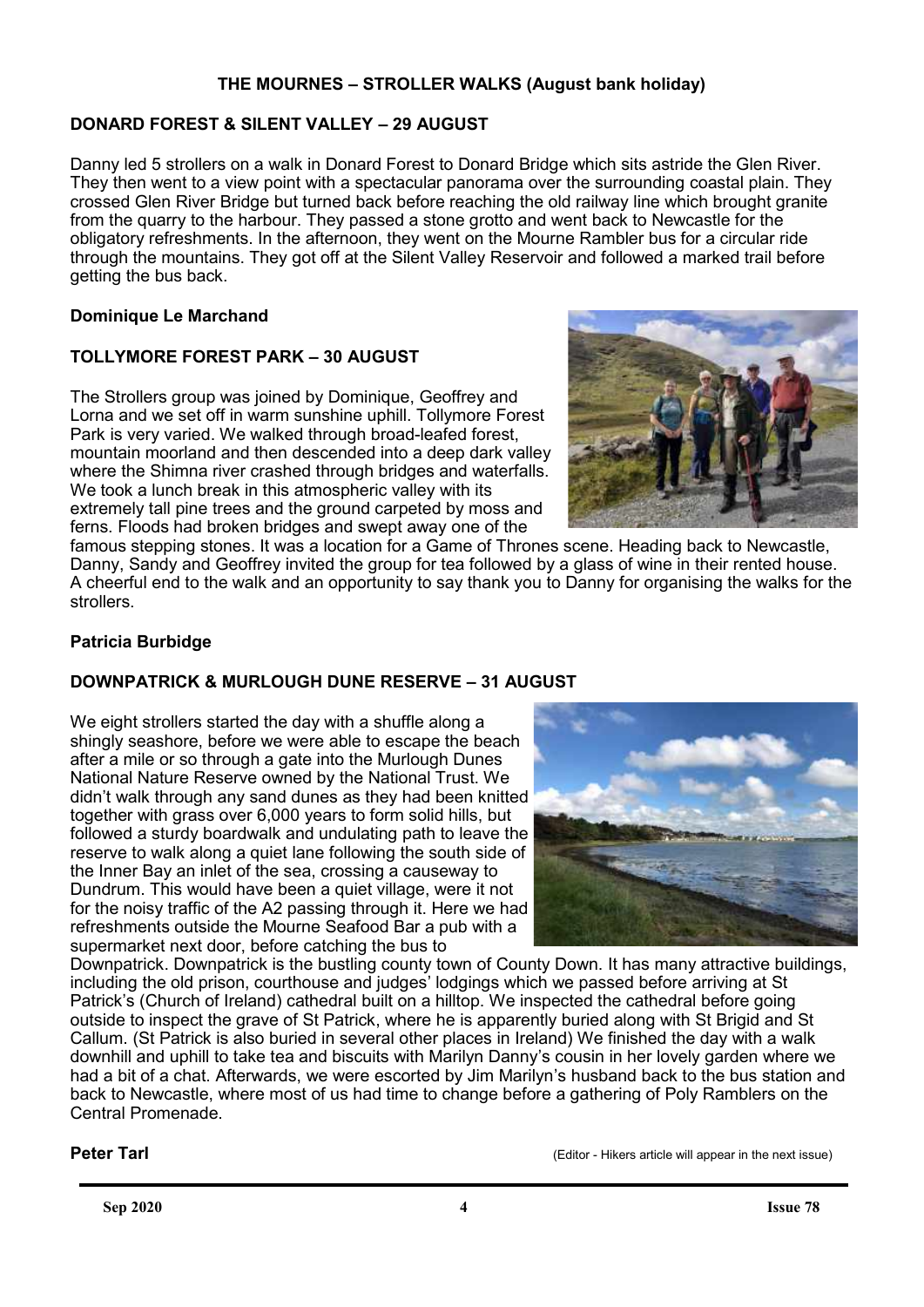**THE MOURNES – STROLLER WALKS (August bank holiday)**

**DONARD FOREST & SILENT VALLEY – 29 AUGUST**

Danny led 5 strollers on a walk in Donard Forest to Donard Bridge which sits astride the Glen River. They then went to a view point with a spectacular panorama over the surrounding coastal plain. They crossed Glen River Bridge but turned back before reaching the old railway line which brought granite from the quarry to the harbour. They passed a stone grotto and went back to Newcastle for the obligatory refreshments. In the afternoon, they went on the Mourne Rambler bus for a circular ride through the mountains. They got off at the Silent Valley Reservoir and followed a marked trail before getting the bus back.

**Dominique Le Marchand**

**TOLLYMORE FOREST PARK – 30 AUGUST**

The Strollers group was joined by Dominique, Geoffrey and Lorna and we set off in warm sunshine uphill. Tollymore Forest Park is very varied. We walked through broad-leafed forest, mountain moorland and then descended into a deep dark valley where the Shimna river crashed through bridges and waterfalls. We took a lunch break in this atmospheric valley with its extremely tall pine trees and the ground carpeted by moss and ferns. Floods had broken bridges and swept away one of the famous stepping stones. It was a location for a Game of Thrones scene. Heading back to Newcastle, Danny, Sandy and Geoffrey invited the group for tea followed by a glass of wine in their rented house. A cheerful end to the walk and an opportunity to say thank you to Danny for organising the walks for the strollers.

**Patricia Burbidge**

**DOWNPATRICK & MURLOUGH DUNE RESERVE – 31 AUGUST**

We eight strollers started the day with a shuffle along a shingly seashore, before we were able to escape the beach after a mile or so through a gate into the Murlough Dunes National Nature Reserve owned by the National Trust. We didn't walk through any sand dunes as they had been knitted together with grass over 6,000 years to form solid hills, but followed a sturdy boardwalk and undulating path to leave the reserve to walk along a quiet lane following the south side of the Inner Bay an inlet of the sea, crossing a causeway to Dundrum. This would have been a quiet village, were it not for the noisy traffic of the A2 passing through it. Here we had refreshments outside the Mourne Seafood Bar a pub with a supermarket next door, before catching the bus to Downpatrick. Downpatrick is the bustling county town of County Down. It has many attractive buildings, including the old prison, courthouse and judges' lodgings which we passed before arriving at St Patrick's (Church of Ireland) cathedral built on a hilltop. We inspected the cathedral before going outside to inspect the grave of St Patrick, where he is apparently buried along with St Brigid and St Callum. (St Patrick is also buried in several other places in Ireland) We finished the day with a walk downhill and uphill to take tea and biscuits with Marilyn Danny's cousin in her lovely garden where we had a bit of a chat. Afterwards, we were escorted by Jim Marilyn's husband back to the bus station and back to Newcastle, where most of us had time to change before a gathering of Poly Ramblers on the Central Promenade.

**Peter Tarl**

(Editor - Hikers article will appear in the next issue)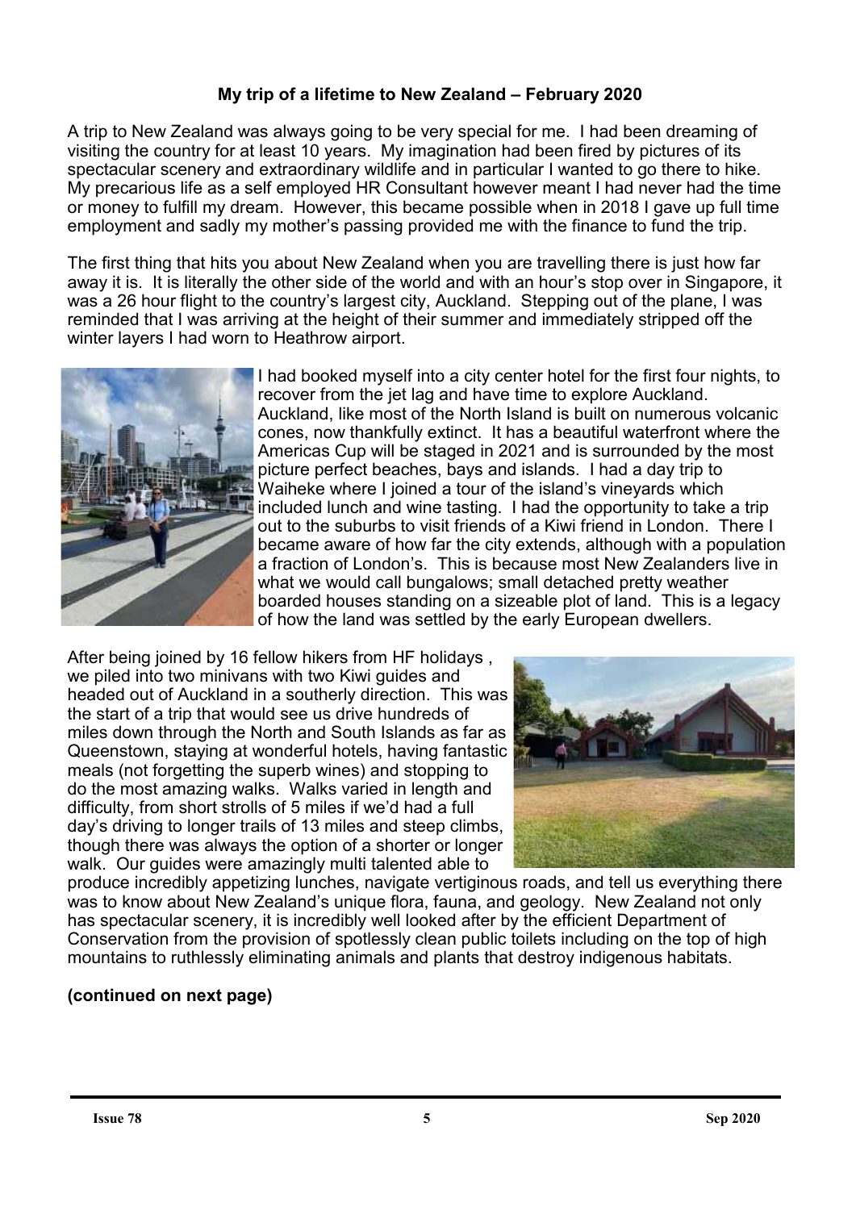**My trip of a lifetime to New Zealand – February 2020**

A trip to New Zealand was always going to be very special for me. I had been dreaming of visiting the country for at least 10 years. My imagination had been fired by pictures of its spectacular scenery and extraordinary wildlife and in particular I wanted to go there to hike. My precarious life as a self employed HR Consultant however meant I had never had the time or money to fulfill my dream. However, this became possible when in 2018 I gave up full time employment and sadly my mother's passing provided me with the finance to fund the trip.

The first thing that hits you about New Zealand when you are travelling there is just how far away it is. It is literally the other side of the world and with an hour's stop over in Singapore, it was a 26 hour flight to the country's largest city, Auckland. Stepping out of the plane, I was reminded that I was arriving at the height of their summer and immediately stripped off the winter layers I had worn to Heathrow airport.

I had booked myself into a city center hotel for the first four nights, to recover from the jet lag and have time to explore Auckland. Auckland, like most of the North Island is built on numerous volcanic cones, now thankfully extinct. It has a beautiful waterfront where the Americas Cup will be staged in 2021 and is surrounded by the most picture perfect beaches, bays and islands. I had a day trip to Waiheke where I joined a tour of the island's vineyards which included lunch and wine tasting. I had the opportunity to take a trip out to the suburbs to visit friends of a Kiwi friend in London. There I became aware of how far the city extends, although with a population a fraction of London's. This is because most New Zealanders live in what we would call bungalows; small detached pretty weather boarded houses standing on a sizeable plot of land. This is a legacy of how the land was settled by the early European dwellers.

After being joined by 16 fellow hikers from HF holidays , we piled into two minivans with two Kiwi guides and headed out of Auckland in a southerly direction. This was the start of a trip that would see us drive hundreds of miles down through the North and South Islands as far as Queenstown, staying at wonderful hotels, having fantastic meals (not forgetting the superb wines) and stopping to do the most amazing walks. Walks varied in length and difficulty, from short strolls of 5 miles if we'd had a full day's driving to longer trails of 13 miles and steep climbs, though there was always the option of a shorter or longer walk. Our guides were amazingly multi talented able to produce incredibly appetizing lunches, navigate vertiginous roads, and tell us everything there was to know about New Zealand's unique flora, fauna, and geology. New Zealand not only has spectacular scenery, it is incredibly well looked after by the efficient Department of Conservation from the provision of spotlessly clean public toilets including on the top of high mountains to ruthlessly eliminating animals and plants that destroy indigenous habitats.

**(continued on next page)**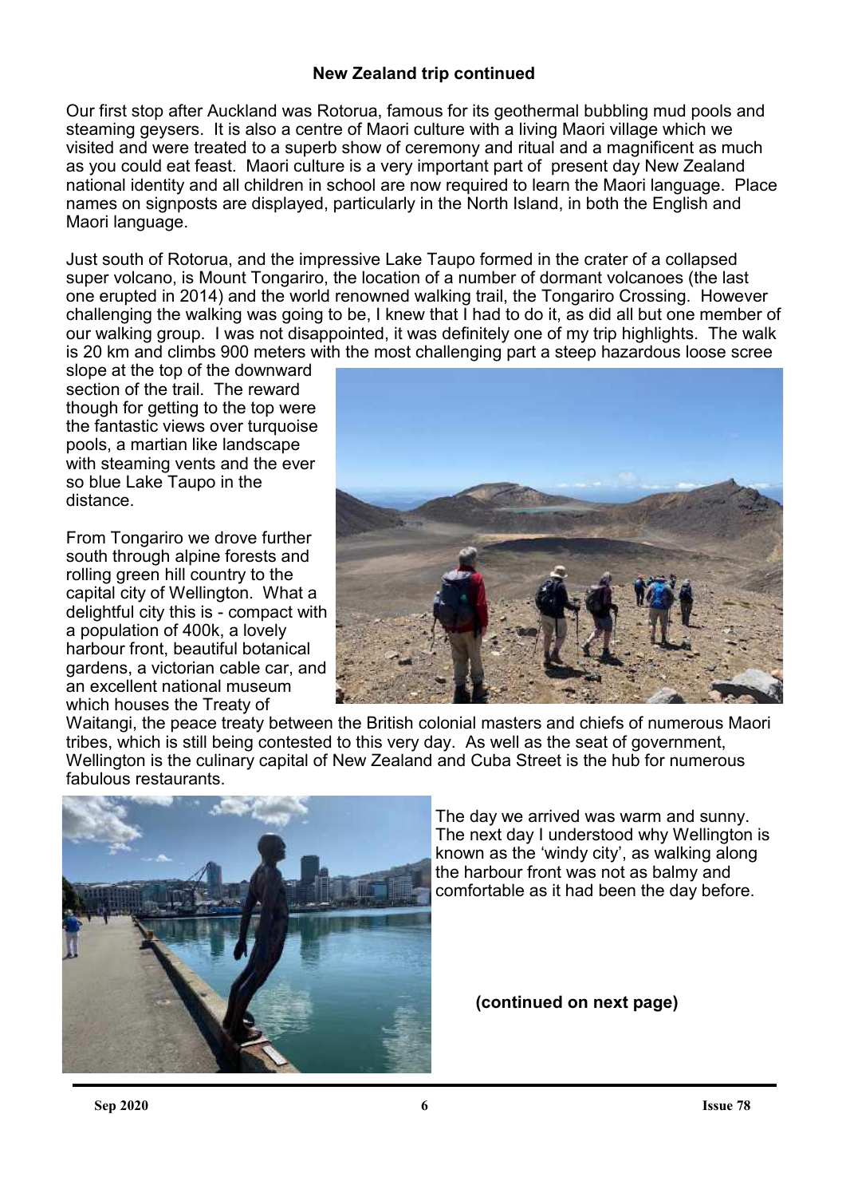**New Zealand trip continued**

Our first stop after Auckland was Rotorua, famous for its geothermal bubbling mud pools and steaming geysers. It is also a centre of Maori culture with a living Maori village which we visited and were treated to a superb show of ceremony and ritual and a magnificent as much as you could eat feast. Maori culture is a very important part of present day New Zealand national identity and all children in school are now required to learn the Maori language. Place names on signposts are displayed, particularly in the North Island, in both the English and Maori language.

Just south of Rotorua, and the impressive Lake Taupo formed in the crater of a collapsed super volcano, is Mount Tongariro, the location of a number of dormant volcanoes (the last one erupted in 2014) and the world renowned walking trail, the Tongariro Crossing. However challenging the walking was going to be, I knew that I had to do it, as did all but one member of our walking group. I was not disappointed, it was definitely one of my trip highlights. The walk is 20 km and climbs 900 meters with the most challenging part a steep hazardous loose scree slope at the top of the downward section of the trail. The reward though for getting to the top were the fantastic views over turquoise pools, a martian like landscape with steaming vents and the ever so blue Lake Taupo in the distance.

From Tongariro we drove further south through alpine forests and rolling green hill country to the capital city of Wellington. What a delightful city this is - compact with a population of 400k, a lovely harbour front, beautiful botanical gardens, a victorian cable car, and an excellent national museum which houses the Treaty of Waitangi, the peace treaty between the British colonial masters and chiefs of numerous Maori tribes, which is still being contested to this very day. As well as the seat of government, Wellington is the culinary capital of New Zealand and Cuba Street is the hub for numerous fabulous restaurants.

The day we arrived was warm and sunny. The next day I understood why Wellington is known as the 'windy city', as walking along the harbour front was not as balmy and comfortable as it had been the day before.

**(continued on next page)**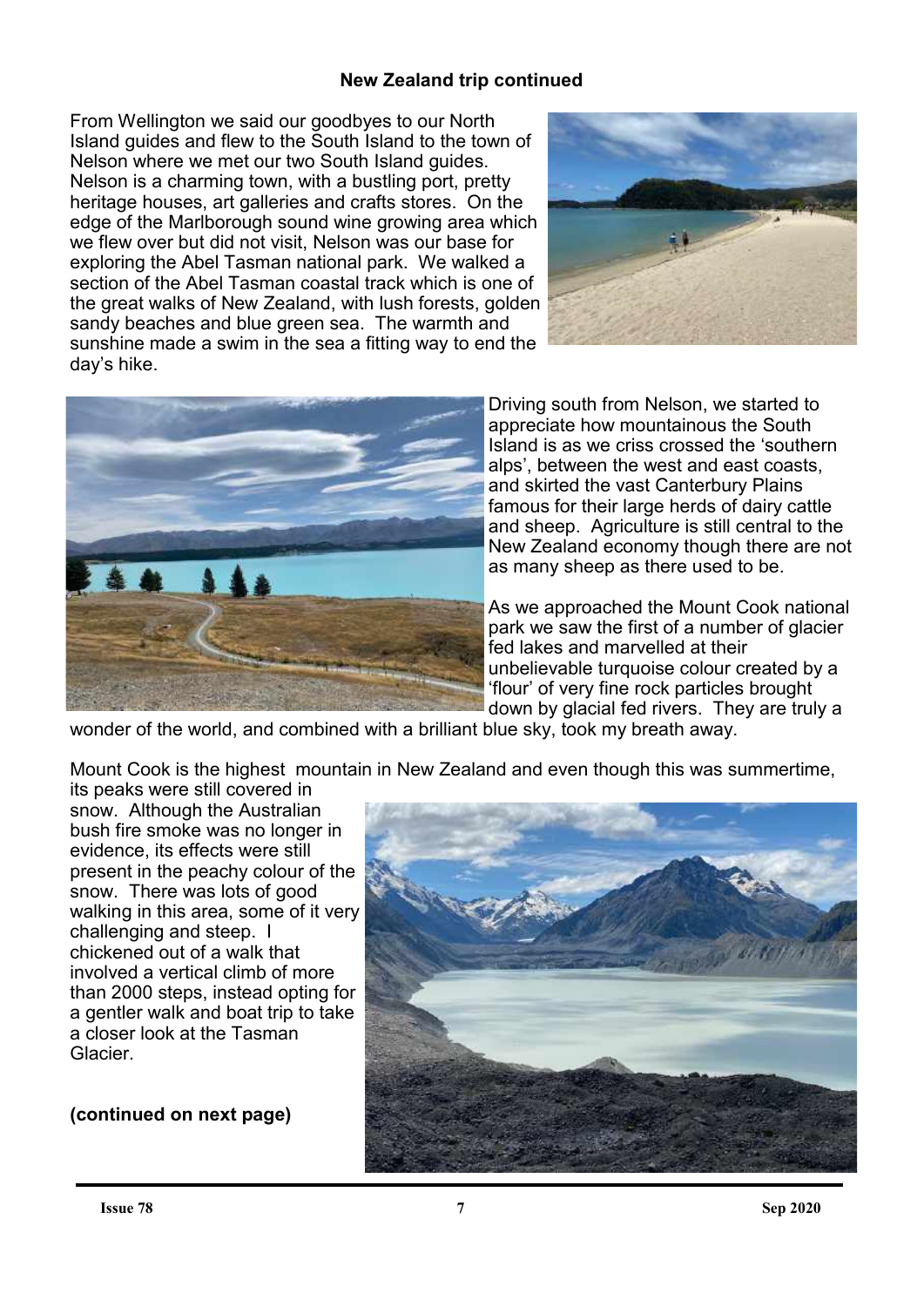**New Zealand trip continued**

From Wellington we said our goodbyes to our North Island guides and flew to the South Island to the town of Nelson where we met our two South Island guides. Nelson is a charming town, with a bustling port, pretty heritage houses, art galleries and crafts stores. On the edge of the Marlborough sound wine growing area which we flew over but did not visit, Nelson was our base for exploring the Abel Tasman national park. We walked a section of the Abel Tasman coastal track which is one of the great walks of New Zealand, with lush forests, golden sandy beaches and blue green sea. The warmth and sunshine made a swim in the sea a fitting way to end the day's hike.

Driving south from Nelson, we started to appreciate how mountainous the South Island is as we criss crossed the 'southern alps', between the west and east coasts, and skirted the vast Canterbury Plains famous for their large herds of dairy cattle and sheep. Agriculture is still central to the New Zealand economy though there are not as many sheep as there used to be.

As we approached the Mount Cook national park we saw the first of a number of glacier fed lakes and marvelled at their unbelievable turquoise colour created by a 'flour' of very fine rock particles brought down by glacial fed rivers. They are truly a wonder of the world, and combined with a brilliant blue sky, took my breath away.

Mount Cook is the highest mountain in New Zealand and even though this was summertime, its peaks were still covered in snow. Although the Australian bush fire smoke was no longer in evidence, its effects were still present in the peachy colour of the snow. There was lots of good walking in this area, some of it very challenging and steep. I chickened out of a walk that involved a vertical climb of more than 2000 steps, instead opting for a gentler walk and boat trip to take a closer look at the Tasman Glacier.

**(continued on next page)**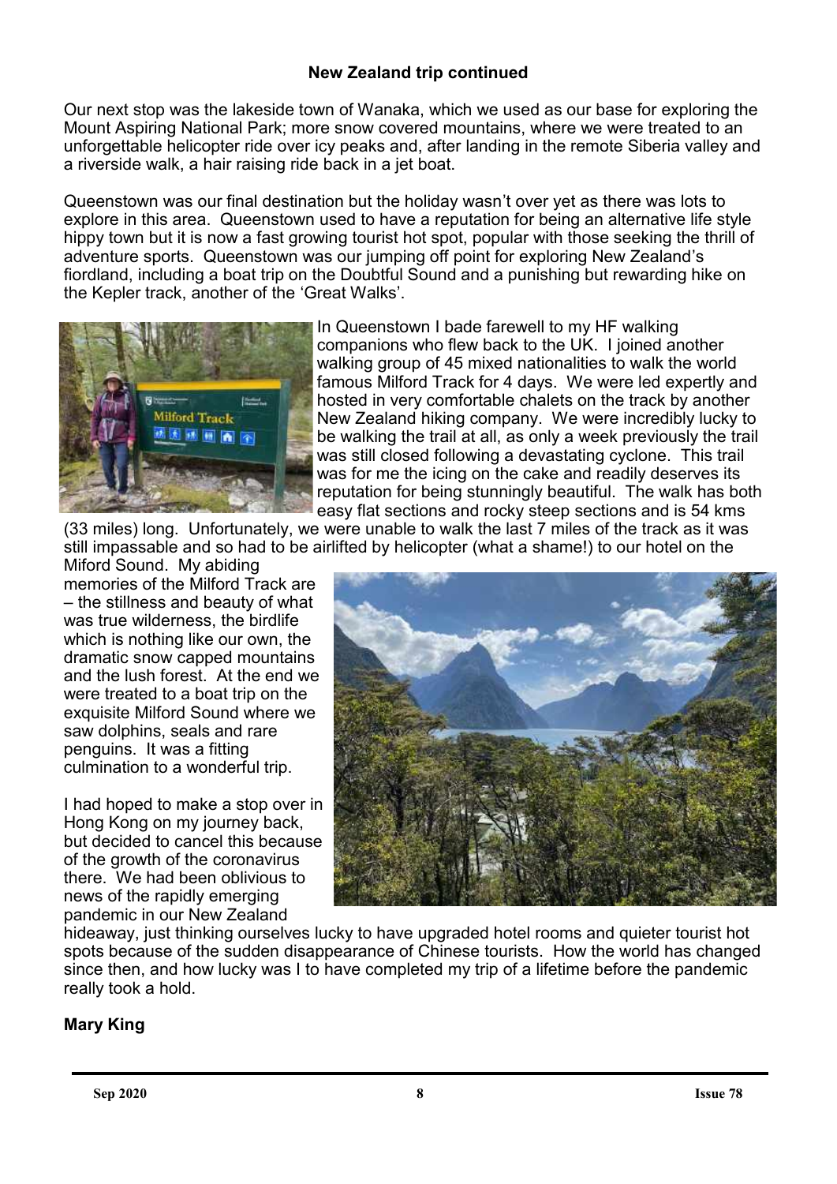**New Zealand trip continued**

Our next stop was the lakeside town of Wanaka, which we used as our base for exploring the Mount Aspiring National Park; more snow covered mountains, where we were treated to an unforgettable helicopter ride over icy peaks and, after landing in the remote Siberia valley and a riverside walk, a hair raising ride back in a jet boat.

Queenstown was our final destination but the holiday wasn't over yet as there was lots to explore in this area. Queenstown used to have a reputation for being an alternative life style hippy town but it is now a fast growing tourist hot spot, popular with those seeking the thrill of adventure sports. Queenstown was our jumping off point for exploring New Zealand's fiordland, including a boat trip on the Doubtful Sound and a punishing but rewarding hike on the Kepler track, another of the 'Great Walks'.

In Queenstown I bade farewell to my HF walking companions who flew back to the UK. I joined another walking group of 45 mixed nationalities to walk the world famous Milford Track for 4 days. We were led expertly and hosted in very comfortable chalets on the track by another New Zealand hiking company. We were incredibly lucky to be walking the trail at all, as only a week previously the trail was still closed following a devastating cyclone. This trail was for me the icing on the cake and readily deserves its reputation for being stunningly beautiful. The walk has both easy flat sections and rocky steep sections and is 54 kms (33 miles) long. Unfortunately, we were unable to walk the last 7 miles of the track as it was still impassable and so had to be airlifted by helicopter (what a shame!) to our hotel on the Miford Sound. My abiding memories of the Milford Track are – the stillness and beauty of what was true wilderness, the birdlife which is nothing like our own, the dramatic snow capped mountains and the lush forest. At the end we were treated to a boat trip on the exquisite Milford Sound where we saw dolphins, seals and rare penguins. It was a fitting culmination to a wonderful trip.

I had hoped to make a stop over in Hong Kong on my journey back, but decided to cancel this because of the growth of the coronavirus there. We had been oblivious to news of the rapidly emerging pandemic in our New Zealand hideaway, just thinking ourselves lucky to have upgraded hotel rooms and quieter tourist hot spots because of the sudden disappearance of Chinese tourists. How the world has changed since then, and how lucky was I to have completed my trip of a lifetime before the pandemic really took a hold.

**Mary King**